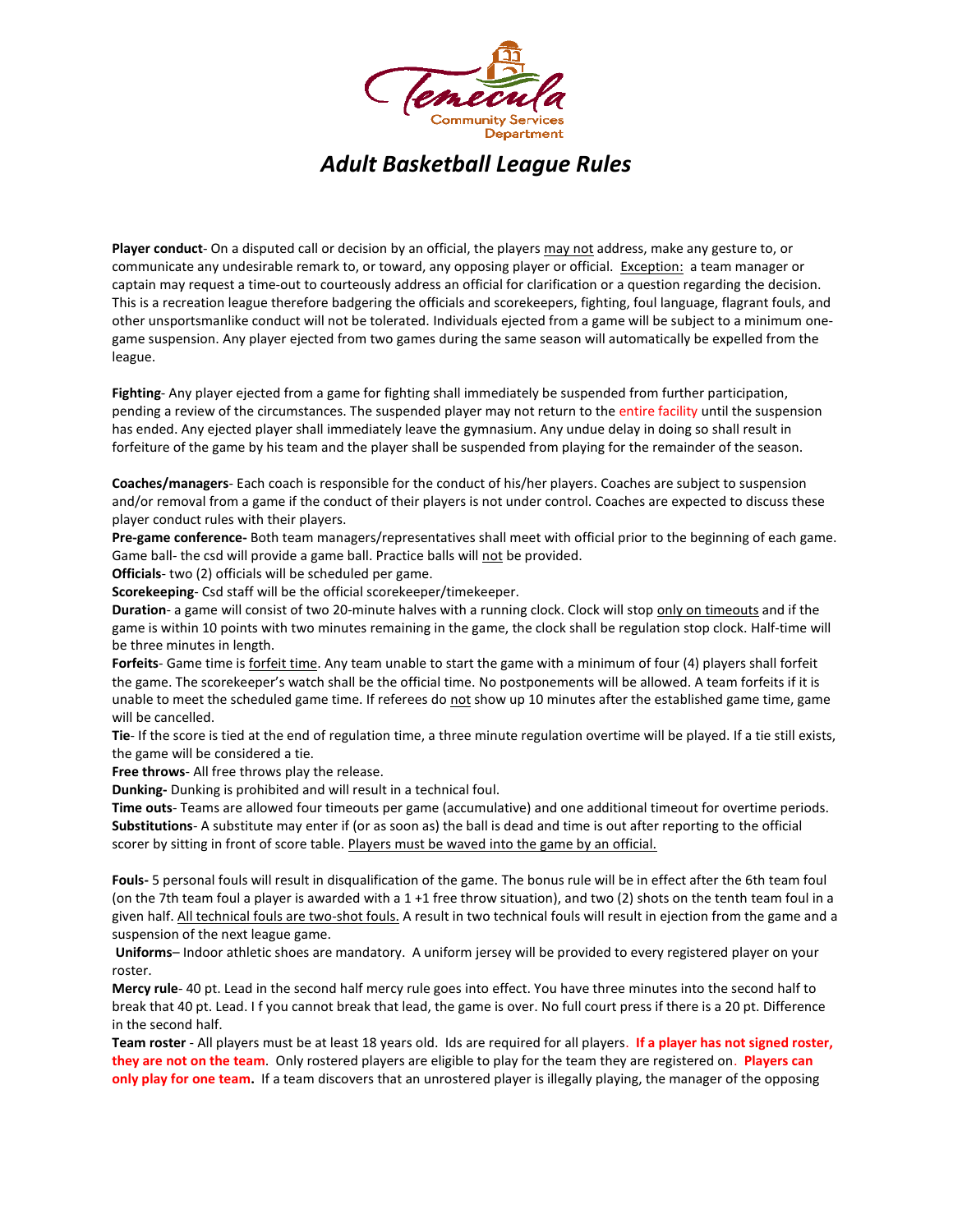Temecula Community Services Department

# *Adult Basketball League Rules*

**Player conduct**- On a disputed call or decision by an official, the players may not address, make any gesture to, or communicate any undesirable remark to, or toward, any opposing player or official. Exception: a team manager or captain may request a time-out to courteously address an official for clarification or a question regarding the decision. This is a recreation league therefore badgering the officials and scorekeepers, fighting, foul language, flagrant fouls, and other unsportsmanlike conduct will not be tolerated. Individuals ejected from a game will be subject to a minimum one-game suspension. Any player ejected from two games during the same season will automatically be expelled from the league.

**Fighting**- Any player ejected from a game for fighting shall immediately be suspended from further participation, pending a review of the circumstances. The suspended player may not return to the entire facility until the suspension has ended. Any ejected player shall immediately leave the gymnasium. Any undue delay in doing so shall result in forfeiture of the game by his team and the player shall be suspended from playing for the remainder of the season.

**Coaches/managers**- Each coach is responsible for the conduct of his/her players. Coaches are subject to suspension and/or removal from a game if the conduct of their players is not under control. Coaches are expected to discuss these player conduct rules with their players.

**Pre-game conference-** Both team managers/representatives shall meet with official prior to the beginning of each game. Game ball- the csd will provide a game ball. Practice balls will not be provided.

**Officials**- two (2) officials will be scheduled per game.

**Scorekeeping**- Csd staff will be the official scorekeeper/timekeeper.

**Duration**- a game will consist of two 20-minute halves with a running clock. Clock will stop only on timeouts and if the game is within 10 points with two minutes remaining in the game, the clock shall be regulation stop clock. Half-time will be three minutes in length.

**Forfeits**- Game time is forfeit time. Any team unable to start the game with a minimum of four (4) players shall forfeit the game. The scorekeeper's watch shall be the official time. No postponements will be allowed. A team forfeits if it is unable to meet the scheduled game time. If referees do not show up 10 minutes after the established game time, game will be cancelled.

**Tie**- If the score is tied at the end of regulation time, a three minute regulation overtime will be played. If a tie still exists, the game will be considered a tie.

**Free throws**- All free throws play the release.

**Dunking-** Dunking is prohibited and will result in a technical foul.

**Time outs**- Teams are allowed four timeouts per game (accumulative) and one additional timeout for overtime periods.

**Substitutions**- A substitute may enter if (or as soon as) the ball is dead and time is out after reporting to the official scorer by sitting in front of score table. Players must be waved into the game by an official.

**Fouls-** 5 personal fouls will result in disqualification of the game. The bonus rule will be in effect after the 6th team foul (on the 7th team foul a player is awarded with a 1 +1 free throw situation), and two (2) shots on the tenth team foul in a given half. All technical fouls are two-shot fouls. A result in two technical fouls will result in ejection from the game and a suspension of the next league game.

**Uniforms**– Indoor athletic shoes are mandatory. A uniform jersey will be provided to every registered player on your roster.

**Mercy rule**- 40 pt. Lead in the second half mercy rule goes into effect. You have three minutes into the second half to break that 40 pt. Lead. I f you cannot break that lead, the game is over. No full court press if there is a 20 pt. Difference in the second half.

**Team roster** - All players must be at least 18 years old. Ids are required for all players. **If a player has not signed roster, they are not on the team**. Only rostered players are eligible to play for the team they are registered on. **Players can only play for one team.** If a team discovers that an unrostered player is illegally playing, the manager of the opposing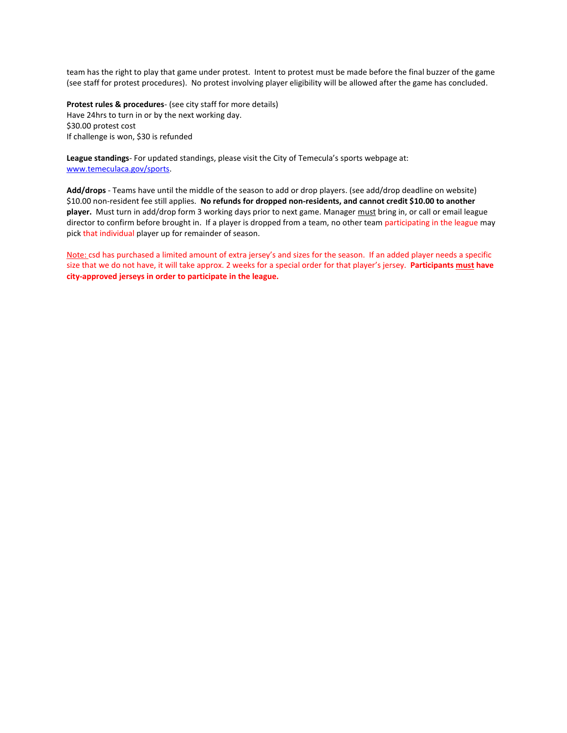team has the right to play that game under protest. Intent to protest must be made before the final buzzer of the game (see staff for protest procedures). No protest involving player eligibility will be allowed after the game has concluded.

**Protest rules & procedures**- (see city staff for more details)
Have 24hrs to turn in or by the next working day.
$30.00 protest cost
If challenge is won, $30 is refunded

**League standings**- For updated standings, please visit the City of Temecula's sports webpage at: [www.temeculaca.gov/sports](http://www.temeculaca.gov/sports).

**Add/drops** - Teams have until the middle of the season to add or drop players. (see add/drop deadline on website) $10.00 non-resident fee still applies. **No refunds for dropped non-residents, and cannot credit $10.00 to another player.** Must turn in add/drop form 3 working days prior to next game. Manager must bring in, or call or email league director to confirm before brought in. If a player is dropped from a team, no other team participating in the league may pick that individual player up for remainder of season.

Note: csd has purchased a limited amount of extra jersey's and sizes for the season. If an added player needs a specific size that we do not have, it will take approx. 2 weeks for a special order for that player's jersey. **Participants must have city-approved jerseys in order to participate in the league.**